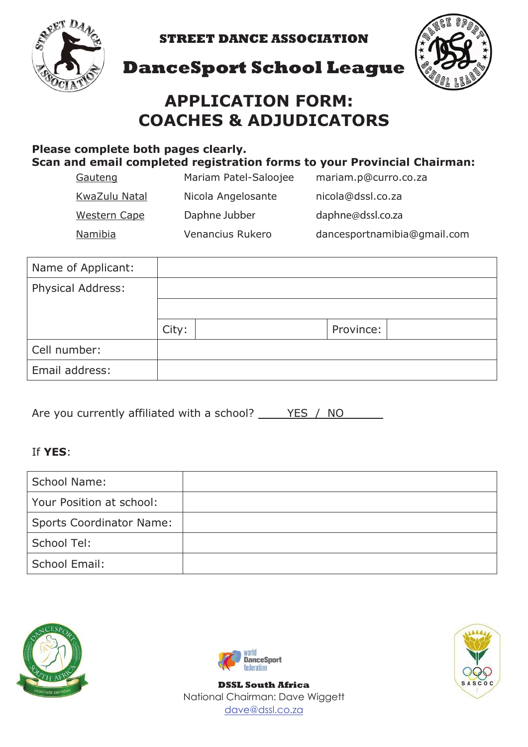**STREET DANCE ASSOCIATION**

# DanceSport School League

## APPLICATION FORM: COACHES & ADJUDICATORS

**Please complete both pages clearly.**
**Scan and email completed registration forms to your Provincial Chairman:**

| | | |
|---|---|---|
| Gauteng | Mariam Patel-Saloojee | mariam.p@curro.co.za |
| KwaZulu Natal | Nicola Angelosante | nicola@dssl.co.za |
| Western Cape | Daphne Jubber | daphne@dssl.co.za |
| Namibia | Venancius Rukero | dancesportnamibia@gmail.com |

| | | | | |
|---|---|---|---|---|
| Name of Applicant: | | | | |
| Physical Address: | | | | |
| | | | | |
| | City: | | Province: | |
| Cell number: | | | | |
| Email address: | | | | |

Are you currently affiliated with a school? ____YES / NO______

If **YES**:

| | |
|---|---|
| School Name: | |
| Your Position at school: | |
| Sports Coordinator Name: | |
| School Tel: | |
| School Email: | |

**DSSL South Africa**
National Chairman: Dave Wiggett
dave@dssl.co.za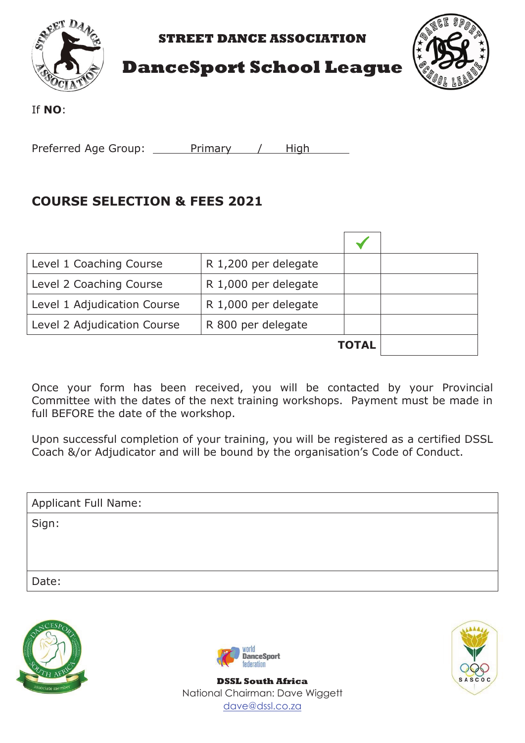**STREET DANCE ASSOCIATION**

# DanceSport School League

If **NO**:

Preferred Age Group: Primary / High

## COURSE SELECTION & FEES 2021

| | | ✓ | |
|---|---|---|---|
| Level 1 Coaching Course | R 1,200 per delegate | | |
| Level 2 Coaching Course | R 1,000 per delegate | | |
| Level 1 Adjudication Course | R 1,000 per delegate | | |
| Level 2 Adjudication Course | R 800 per delegate | | |
| | | **TOTAL** | |

Once your form has been received, you will be contacted by your Provincial Committee with the dates of the next training workshops. Payment must be made in full BEFORE the date of the workshop.

Upon successful completion of your training, you will be registered as a certified DSSL Coach &/or Adjudicator and will be bound by the organisation's Code of Conduct.

| |
|---|
| Applicant Full Name: |
| Sign: |
| Date: |

**DSSL South Africa**
National Chairman: Dave Wiggett
dave@dssl.co.za